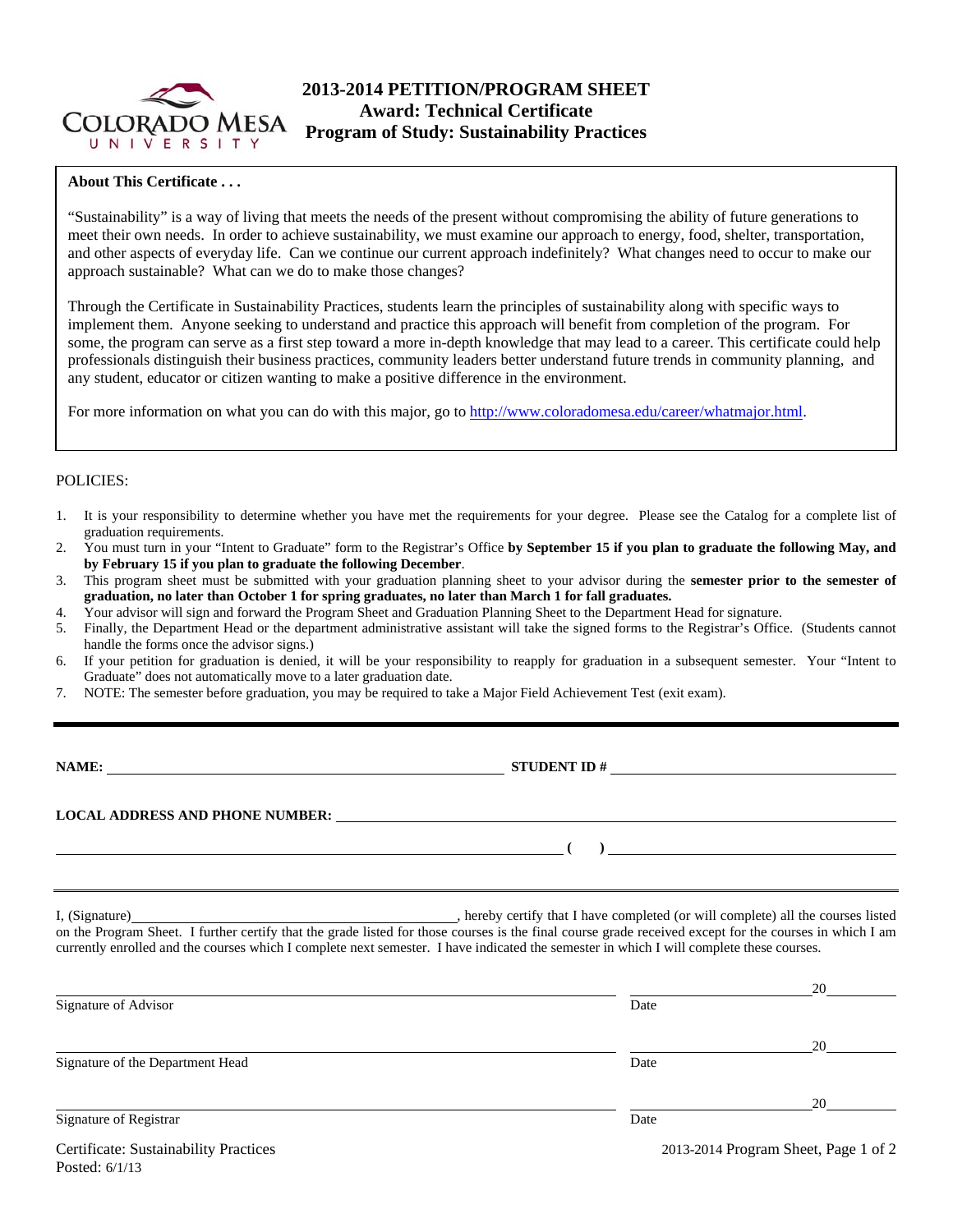# 2013-2014 PETITION/PROGRAM SHEET
## Award: Technical Certificate
## Program of Study: Sustainability Practices

**About This Certificate . . .**

"Sustainability" is a way of living that meets the needs of the present without compromising the ability of future generations to meet their own needs. In order to achieve sustainability, we must examine our approach to energy, food, shelter, transportation, and other aspects of everyday life. Can we continue our current approach indefinitely? What changes need to occur to make our approach sustainable? What can we do to make those changes?

Through the Certificate in Sustainability Practices, students learn the principles of sustainability along with specific ways to implement them. Anyone seeking to understand and practice this approach will benefit from completion of the program. For some, the program can serve as a first step toward a more in-depth knowledge that may lead to a career. This certificate could help professionals distinguish their business practices, community leaders better understand future trends in community planning, and any student, educator or citizen wanting to make a positive difference in the environment.

For more information on what you can do with this major, go to http://www.coloradomesa.edu/career/whatmajor.html.

POLICIES:

1. It is your responsibility to determine whether you have met the requirements for your degree. Please see the Catalog for a complete list of graduation requirements.
2. You must turn in your "Intent to Graduate" form to the Registrar's Office **by September 15 if you plan to graduate the following May, and by February 15 if you plan to graduate the following December**.
3. This program sheet must be submitted with your graduation planning sheet to your advisor during the **semester prior to the semester of graduation, no later than October 1 for spring graduates, no later than March 1 for fall graduates.**
4. Your advisor will sign and forward the Program Sheet and Graduation Planning Sheet to the Department Head for signature.
5. Finally, the Department Head or the department administrative assistant will take the signed forms to the Registrar's Office. (Students cannot handle the forms once the advisor signs.)
6. If your petition for graduation is denied, it will be your responsibility to reapply for graduation in a subsequent semester. Your "Intent to Graduate" does not automatically move to a later graduation date.
7. NOTE: The semester before graduation, you may be required to take a Major Field Achievement Test (exit exam).

---

**NAME:** ______________________________ **STUDENT ID #** ______________________________

**LOCAL ADDRESS AND PHONE NUMBER:** ______________________________

______________________________ **( )** ______________________________

---

I, (Signature)______________________________, hereby certify that I have completed (or will complete) all the courses listed on the Program Sheet. I further certify that the grade listed for those courses is the final course grade received except for the courses in which I am currently enrolled and the courses which I complete next semester. I have indicated the semester in which I will complete these courses.

______________________________ ______________ 20______
Signature of Advisor Date

______________________________ ______________ 20______
Signature of the Department Head Date

______________________________ ______________ 20______
Signature of Registrar Date

Certificate: Sustainability Practices
Posted: 6/1/13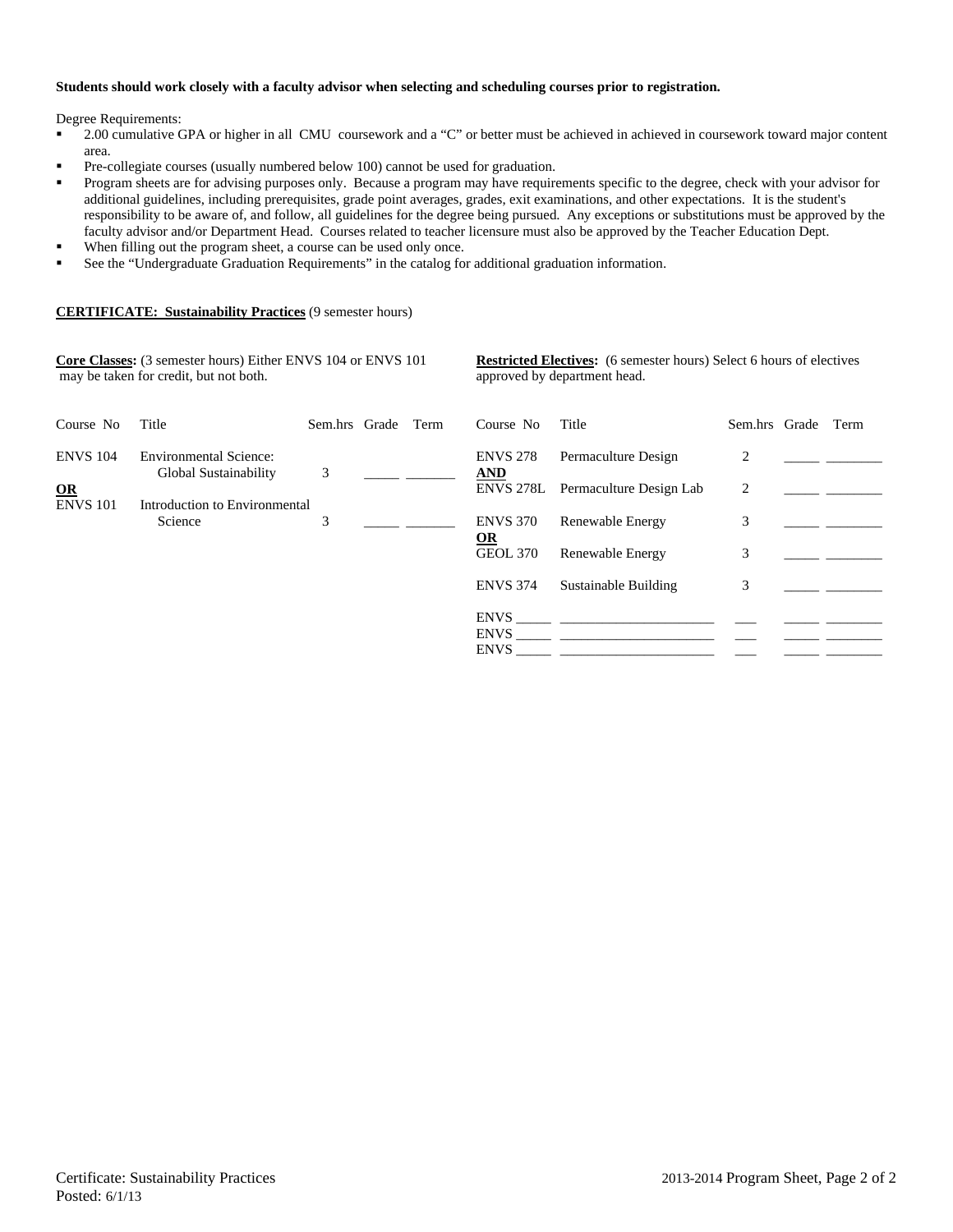**Students should work closely with a faculty advisor when selecting and scheduling courses prior to registration.**

Degree Requirements:

- 2.00 cumulative GPA or higher in all CMU coursework and a "C" or better must be achieved in achieved in coursework toward major content area.
- Pre-collegiate courses (usually numbered below 100) cannot be used for graduation.
- Program sheets are for advising purposes only. Because a program may have requirements specific to the degree, check with your advisor for additional guidelines, including prerequisites, grade point averages, grades, exit examinations, and other expectations. It is the student's responsibility to be aware of, and follow, all guidelines for the degree being pursued. Any exceptions or substitutions must be approved by the faculty advisor and/or Department Head. Courses related to teacher licensure must also be approved by the Teacher Education Dept.
- When filling out the program sheet, a course can be used only once.
- See the "Undergraduate Graduation Requirements" in the catalog for additional graduation information.

**CERTIFICATE: Sustainability Practices** (9 semester hours)

**Core Classes:** (3 semester hours) Either ENVS 104 or ENVS 101 may be taken for credit, but not both.

| Course No | Title | Sem.hrs | Grade | Term |
|---|---|---|---|---|
| ENVS 104 | Environmental Science: Global Sustainability | 3 | _____ | _______ |
| **OR** | | | | |
| ENVS 101 | Introduction to Environmental Science | 3 | _____ | _______ |

**Restricted Electives:** (6 semester hours) Select 6 hours of electives approved by department head.

| Course No | Title | Sem.hrs | Grade | Term |
|---|---|---|---|---|
| ENVS 278 | Permaculture Design | 2 | _____ | ________ |
| **AND** | | | | |
| ENVS 278L | Permaculture Design Lab | 2 | _____ | ________ |
| ENVS 370 | Renewable Energy | 3 | _____ | ________ |
| **OR** | | | | |
| GEOL 370 | Renewable Energy | 3 | _____ | ________ |
| ENVS 374 | Sustainable Building | 3 | _____ | ________ |
| ENVS _____ | ______________________ | ___ | _____ | ________ |
| ENVS _____ | ______________________ | ___ | _____ | ________ |
| ENVS _____ | ______________________ | ___ | _____ | ________ |

Certificate: Sustainability Practices
Posted: 6/1/13